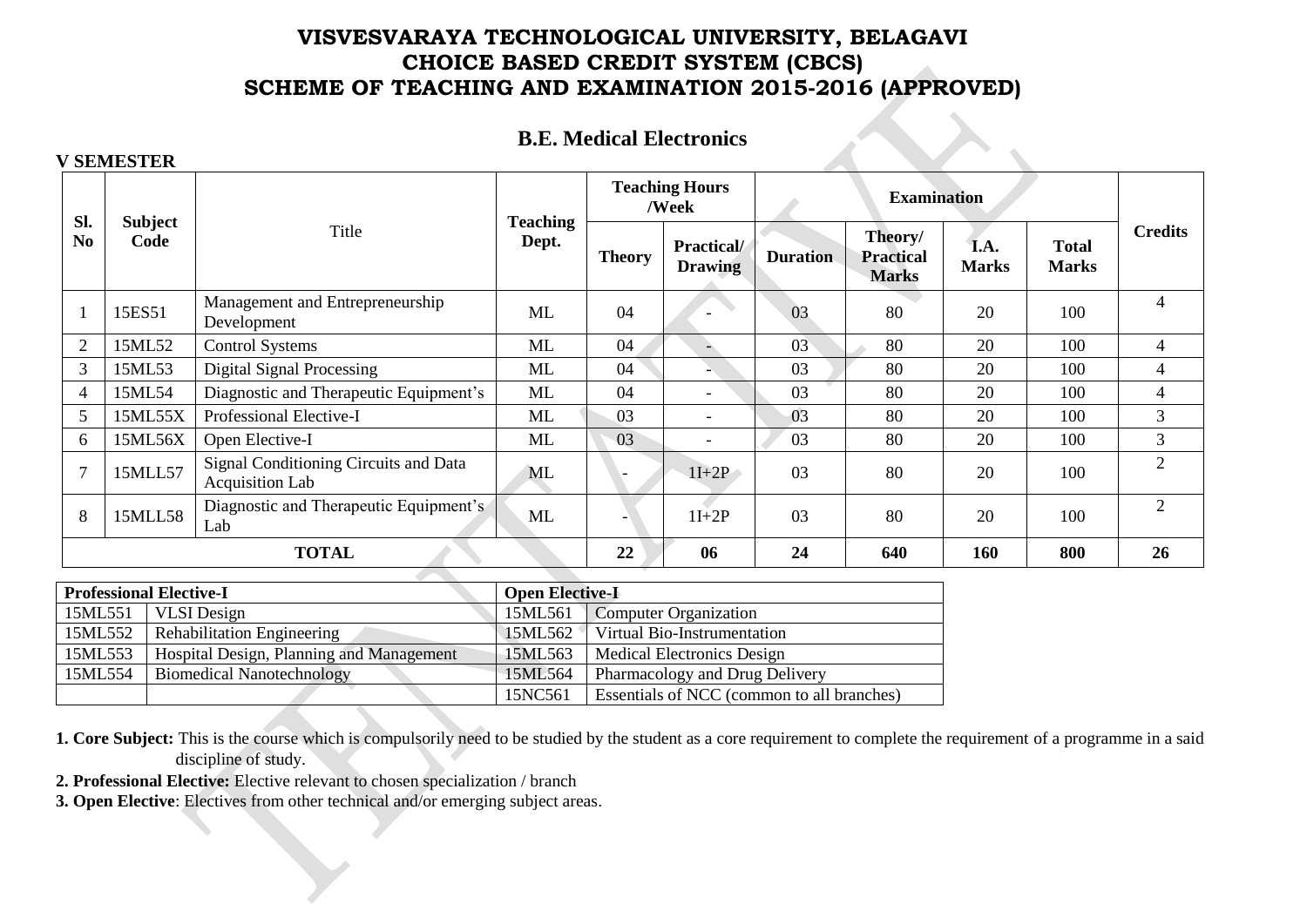# VISVESVARAYA TECHNOLOGICAL UNIVERSITY, BELAGAVI
# CHOICE BASED CREDIT SYSTEM (CBCS)
# SCHEME OF TEACHING AND EXAMINATION 2015-2016 (APPROVED)

## B.E. Medical Electronics

**V SEMESTER**

| Sl. No | Subject Code | Title | Teaching Dept. | Teaching Hours /Week | | Examination | | | | Credits |
|---|---|---|---|---|---|---|---|---|---|---|
| | | | | Theory | Practical/ Drawing | Duration | Theory/ Practical Marks | I.A. Marks | Total Marks | |
| 1 | 15ES51 | Management and Entrepreneurship Development | ML | 04 | - | 03 | 80 | 20 | 100 | 4 |
| 2 | 15ML52 | Control Systems | ML | 04 | - | 03 | 80 | 20 | 100 | 4 |
| 3 | 15ML53 | Digital Signal Processing | ML | 04 | - | 03 | 80 | 20 | 100 | 4 |
| 4 | 15ML54 | Diagnostic and Therapeutic Equipment's | ML | 04 | - | 03 | 80 | 20 | 100 | 4 |
| 5 | 15ML55X | Professional Elective-I | ML | 03 | - | 03 | 80 | 20 | 100 | 3 |
| 6 | 15ML56X | Open Elective-I | ML | 03 | - | 03 | 80 | 20 | 100 | 3 |
| 7 | 15MLL57 | Signal Conditioning Circuits and Data Acquisition Lab | ML | - | 1I+2P | 03 | 80 | 20 | 100 | 2 |
| 8 | 15MLL58 | Diagnostic and Therapeutic Equipment's Lab | ML | - | 1I+2P | 03 | 80 | 20 | 100 | 2 |
| **TOTAL** | | | | **22** | **06** | **24** | **640** | **160** | **800** | **26** |

| **Professional Elective-I** | | **Open Elective-I** | |
|---|---|---|---|
| 15ML551 | VLSI Design | 15ML561 | Computer Organization |
| 15ML552 | Rehabilitation Engineering | 15ML562 | Virtual Bio-Instrumentation |
| 15ML553 | Hospital Design, Planning and Management | 15ML563 | Medical Electronics Design |
| 15ML554 | Biomedical Nanotechnology | 15ML564 | Pharmacology and Drug Delivery |
| | | 15NC561 | Essentials of NCC (common to all branches) |

**1. Core Subject:** This is the course which is compulsorily need to be studied by the student as a core requirement to complete the requirement of a programme in a said discipline of study.

**2. Professional Elective:** Elective relevant to chosen specialization / branch

**3. Open Elective**: Electives from other technical and/or emerging subject areas.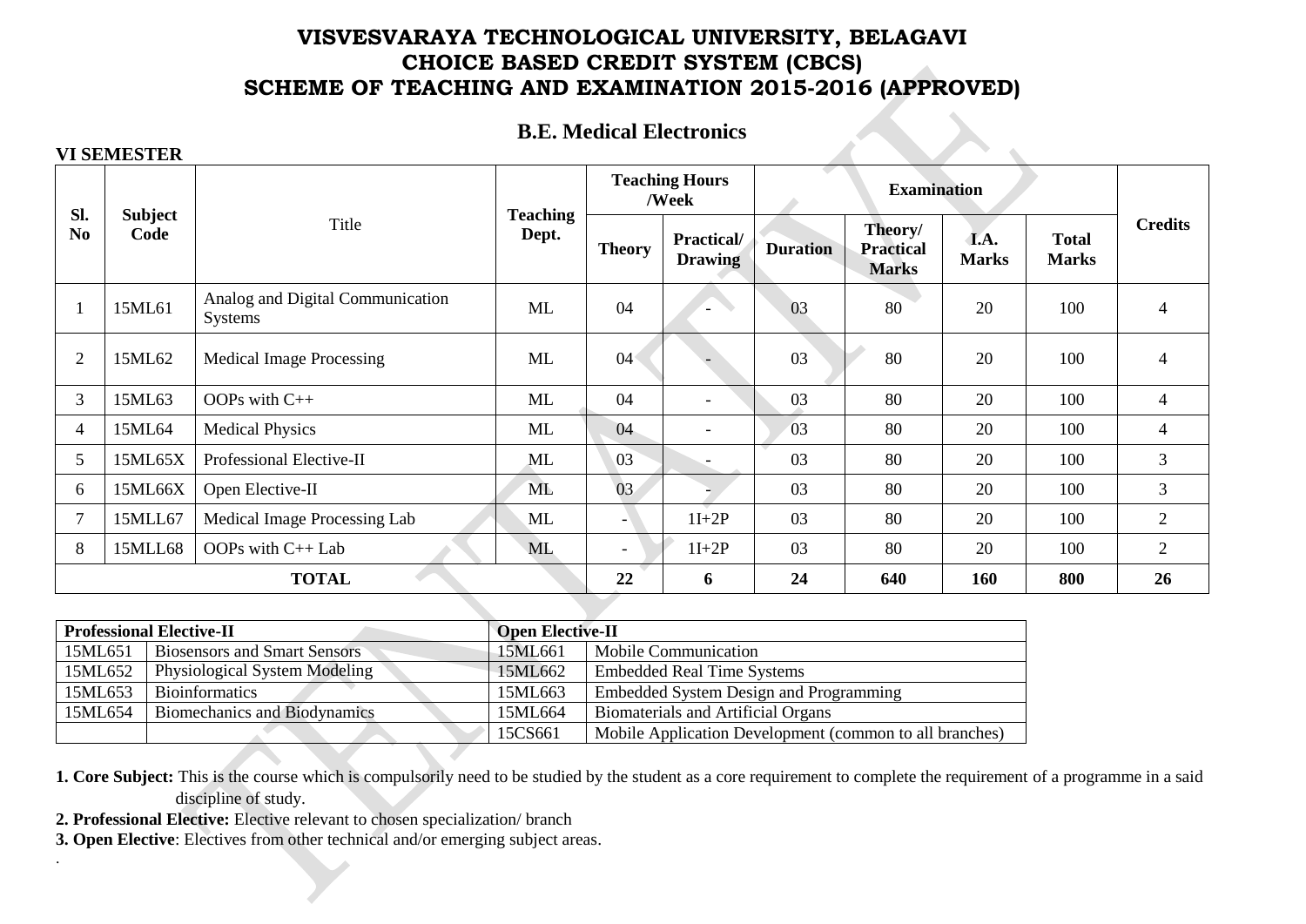# VISVESVARAYA TECHNOLOGICAL UNIVERSITY, BELAGAVI
# CHOICE BASED CREDIT SYSTEM (CBCS)
# SCHEME OF TEACHING AND EXAMINATION 2015-2016 (APPROVED)

## B.E. Medical Electronics

**VI SEMESTER**

| Sl. No | Subject Code | Title | Teaching Dept. | Teaching Hours /Week | | Examination | | | | Credits |
|---|---|---|---|---|---|---|---|---|---|---|
| | | | | Theory | Practical/ Drawing | Duration | Theory/ Practical Marks | I.A. Marks | Total Marks | |
| 1 | 15ML61 | Analog and Digital Communication Systems | ML | 04 | - | 03 | 80 | 20 | 100 | 4 |
| 2 | 15ML62 | Medical Image Processing | ML | 04 | - | 03 | 80 | 20 | 100 | 4 |
| 3 | 15ML63 | OOPs with C++ | ML | 04 | - | 03 | 80 | 20 | 100 | 4 |
| 4 | 15ML64 | Medical Physics | ML | 04 | - | 03 | 80 | 20 | 100 | 4 |
| 5 | 15ML65X | Professional Elective-II | ML | 03 | - | 03 | 80 | 20 | 100 | 3 |
| 6 | 15ML66X | Open Elective-II | ML | 03 | - | 03 | 80 | 20 | 100 | 3 |
| 7 | 15MLL67 | Medical Image Processing Lab | ML | - | 1I+2P | 03 | 80 | 20 | 100 | 2 |
| 8 | 15MLL68 | OOPs with C++ Lab | ML | - | 1I+2P | 03 | 80 | 20 | 100 | 2 |
| **TOTAL** | | | | **22** | **6** | **24** | **640** | **160** | **800** | **26** |

| **Professional Elective-II** | | **Open Elective-II** | |
|---|---|---|---|
| 15ML651 | Biosensors and Smart Sensors | 15ML661 | Mobile Communication |
| 15ML652 | Physiological System Modeling | 15ML662 | Embedded Real Time Systems |
| 15ML653 | Bioinformatics | 15ML663 | Embedded System Design and Programming |
| 15ML654 | Biomechanics and Biodynamics | 15ML664 | Biomaterials and Artificial Organs |
| | | 15CS661 | Mobile Application Development (common to all branches) |

**1. Core Subject:** This is the course which is compulsorily need to be studied by the student as a core requirement to complete the requirement of a programme in a said discipline of study.

**2. Professional Elective:** Elective relevant to chosen specialization/ branch

**3. Open Elective**: Electives from other technical and/or emerging subject areas.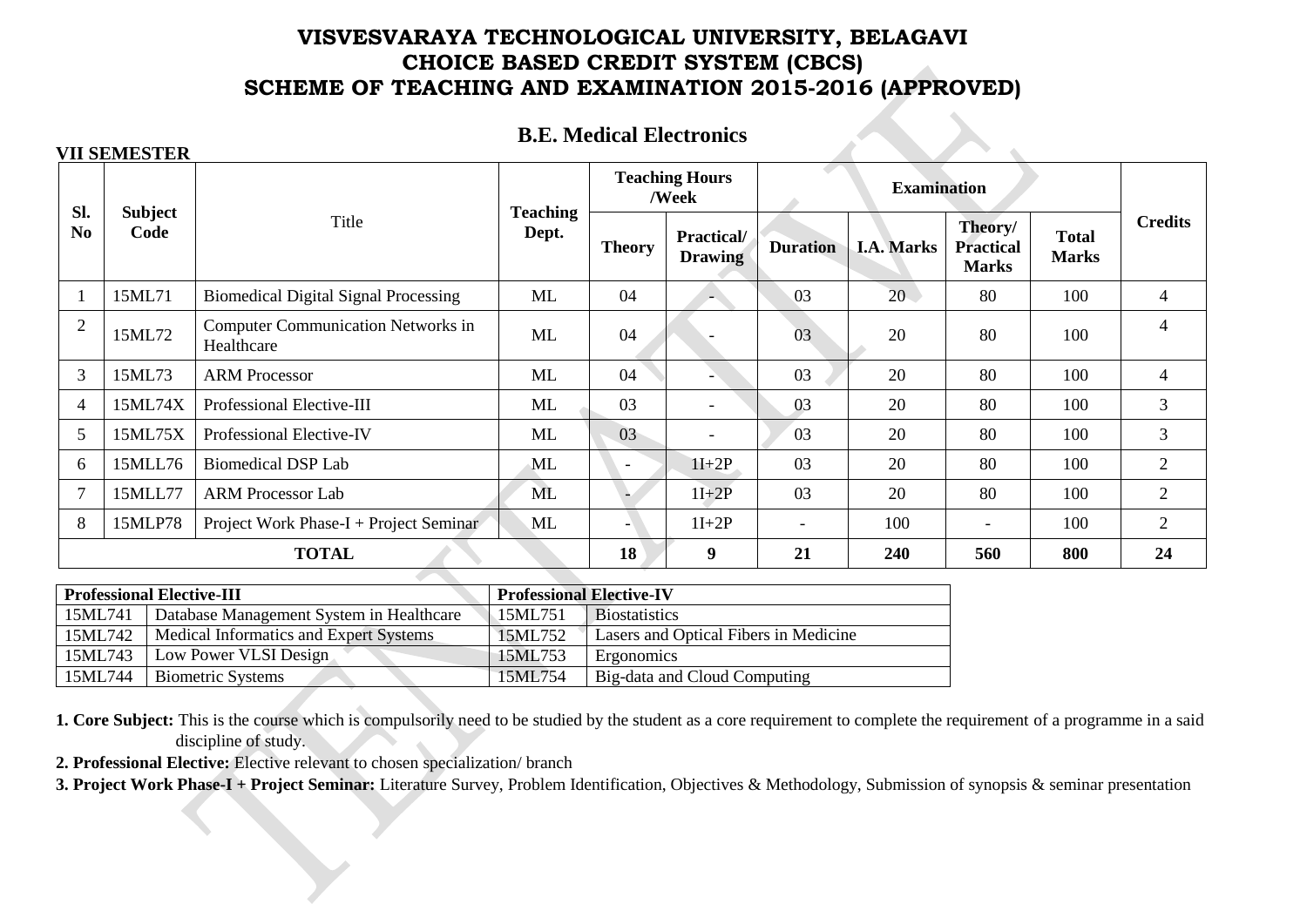# VISVESVARAYA TECHNOLOGICAL UNIVERSITY, BELAGAVI
# CHOICE BASED CREDIT SYSTEM (CBCS)
# SCHEME OF TEACHING AND EXAMINATION 2015-2016 (APPROVED)

## B.E. Medical Electronics

**VII SEMESTER**

| Sl. No | Subject Code | Title | Teaching Dept. | Teaching Hours /Week | | Examination | | | | Credits |
|---|---|---|---|---|---|---|---|---|---|---|
| | | | | Theory | Practical/ Drawing | Duration | I.A. Marks | Theory/ Practical Marks | Total Marks | |
| 1 | 15ML71 | Biomedical Digital Signal Processing | ML | 04 | - | 03 | 20 | 80 | 100 | 4 |
| 2 | 15ML72 | Computer Communication Networks in Healthcare | ML | 04 | - | 03 | 20 | 80 | 100 | 4 |
| 3 | 15ML73 | ARM Processor | ML | 04 | - | 03 | 20 | 80 | 100 | 4 |
| 4 | 15ML74X | Professional Elective-III | ML | 03 | - | 03 | 20 | 80 | 100 | 3 |
| 5 | 15ML75X | Professional Elective-IV | ML | 03 | - | 03 | 20 | 80 | 100 | 3 |
| 6 | 15MLL76 | Biomedical DSP Lab | ML | - | 1I+2P | 03 | 20 | 80 | 100 | 2 |
| 7 | 15MLL77 | ARM Processor Lab | ML | - | 1I+2P | 03 | 20 | 80 | 100 | 2 |
| 8 | 15MLP78 | Project Work Phase-I + Project Seminar | ML | - | 1I+2P | - | 100 | - | 100 | 2 |
| **TOTAL** | | | | **18** | **9** | **21** | **240** | **560** | **800** | **24** |

| **Professional Elective-III** | | **Professional Elective-IV** | |
|---|---|---|---|
| 15ML741 | Database Management System in Healthcare | 15ML751 | Biostatistics |
| 15ML742 | Medical Informatics and Expert Systems | 15ML752 | Lasers and Optical Fibers in Medicine |
| 15ML743 | Low Power VLSI Design | 15ML753 | Ergonomics |
| 15ML744 | Biometric Systems | 15ML754 | Big-data and Cloud Computing |

**1. Core Subject:** This is the course which is compulsorily need to be studied by the student as a core requirement to complete the requirement of a programme in a said discipline of study.

**2. Professional Elective:** Elective relevant to chosen specialization/ branch

**3. Project Work Phase-I + Project Seminar:** Literature Survey, Problem Identification, Objectives & Methodology, Submission of synopsis & seminar presentation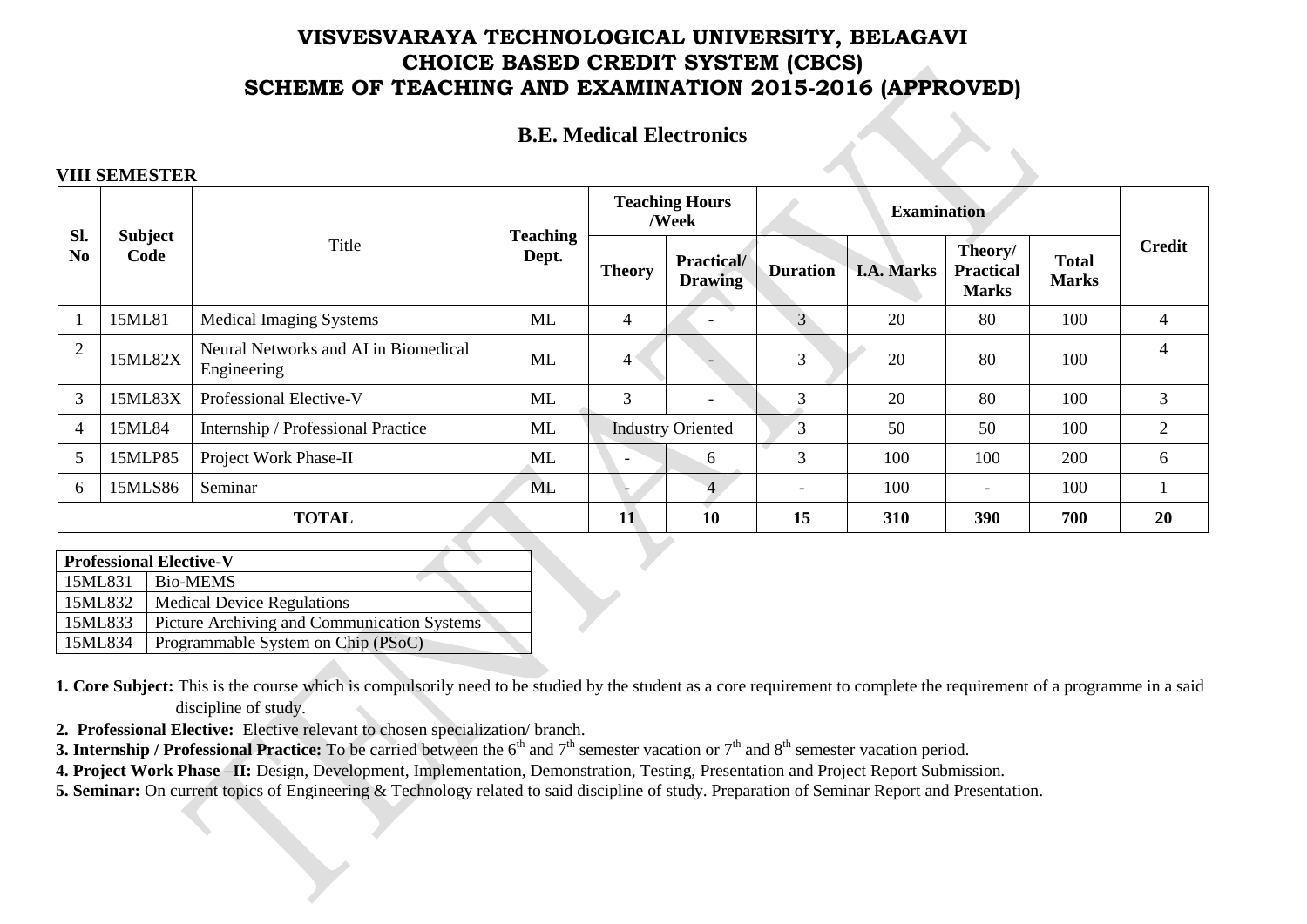# VISVESVARAYA TECHNOLOGICAL UNIVERSITY, BELAGAVI
# CHOICE BASED CREDIT SYSTEM (CBCS)
# SCHEME OF TEACHING AND EXAMINATION 2015-2016 (APPROVED)

## B.E. Medical Electronics

**VIII SEMESTER**

| Sl. No | Subject Code | Title | Teaching Dept. | Teaching Hours /Week | | Examination | | | | Credit |
|---|---|---|---|---|---|---|---|---|---|---|
| | | | | Theory | Practical/ Drawing | Duration | I.A. Marks | Theory/ Practical Marks | Total Marks | |
| 1 | 15ML81 | Medical Imaging Systems | ML | 4 | - | 3 | 20 | 80 | 100 | 4 |
| 2 | 15ML82X | Neural Networks and AI in Biomedical Engineering | ML | 4 | - | 3 | 20 | 80 | 100 | 4 |
| 3 | 15ML83X | Professional Elective-V | ML | 3 | - | 3 | 20 | 80 | 100 | 3 |
| 4 | 15ML84 | Internship / Professional Practice | ML | Industry Oriented | | 3 | 50 | 50 | 100 | 2 |
| 5 | 15MLP85 | Project Work Phase-II | ML | - | 6 | 3 | 100 | 100 | 200 | 6 |
| 6 | 15MLS86 | Seminar | ML | - | 4 | - | 100 | - | 100 | 1 |
| **TOTAL** | | | | **11** | **10** | **15** | **310** | **390** | **700** | **20** |

| **Professional Elective-V** | |
|---|---|
| 15ML831 | Bio-MEMS |
| 15ML832 | Medical Device Regulations |
| 15ML833 | Picture Archiving and Communication Systems |
| 15ML834 | Programmable System on Chip (PSoC) |

**1. Core Subject:** This is the course which is compulsorily need to be studied by the student as a core requirement to complete the requirement of a programme in a said discipline of study.

**2. Professional Elective:** Elective relevant to chosen specialization/ branch.

**3. Internship / Professional Practice:** To be carried between the 6th and 7th semester vacation or 7th and 8th semester vacation period.

**4. Project Work Phase –II:** Design, Development, Implementation, Demonstration, Testing, Presentation and Project Report Submission.

**5. Seminar:** On current topics of Engineering & Technology related to said discipline of study. Preparation of Seminar Report and Presentation.